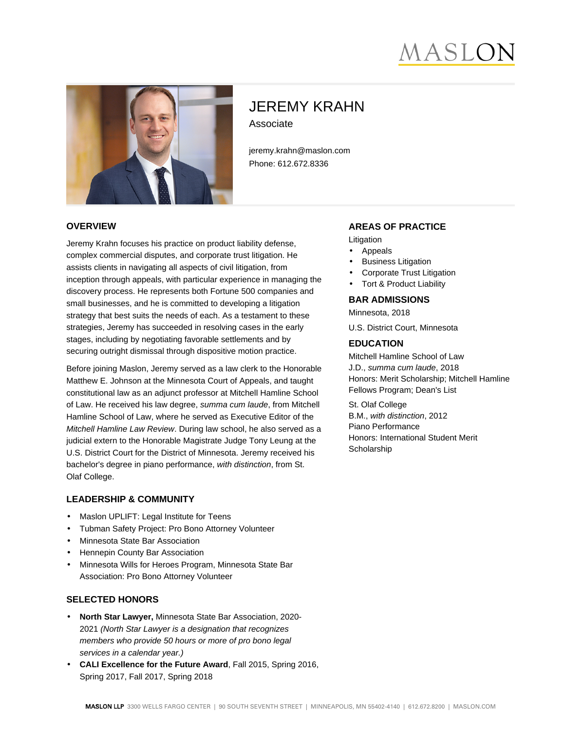# JEREMY KRAHN

Associate

jeremy.krahn@maslon.com
Phone: 612.672.8336

## OVERVIEW

Jeremy Krahn focuses his practice on product liability defense, complex commercial disputes, and corporate trust litigation. He assists clients in navigating all aspects of civil litigation, from inception through appeals, with particular experience in managing the discovery process. He represents both Fortune 500 companies and small businesses, and he is committed to developing a litigation strategy that best suits the needs of each. As a testament to these strategies, Jeremy has succeeded in resolving cases in the early stages, including by negotiating favorable settlements and by securing outright dismissal through dispositive motion practice.

Before joining Maslon, Jeremy served as a law clerk to the Honorable Matthew E. Johnson at the Minnesota Court of Appeals, and taught constitutional law as an adjunct professor at Mitchell Hamline School of Law. He received his law degree, *summa cum laude*, from Mitchell Hamline School of Law, where he served as Executive Editor of the *Mitchell Hamline Law Review*. During law school, he also served as a judicial extern to the Honorable Magistrate Judge Tony Leung at the U.S. District Court for the District of Minnesota. Jeremy received his bachelor's degree in piano performance, *with distinction*, from St. Olaf College.

## LEADERSHIP & COMMUNITY

- Maslon UPLIFT: Legal Institute for Teens
- Tubman Safety Project: Pro Bono Attorney Volunteer
- Minnesota State Bar Association
- Hennepin County Bar Association
- Minnesota Wills for Heroes Program, Minnesota State Bar Association: Pro Bono Attorney Volunteer

## SELECTED HONORS

- **North Star Lawyer,** Minnesota State Bar Association, 2020-2021 *(North Star Lawyer is a designation that recognizes members who provide 50 hours or more of pro bono legal services in a calendar year.)*
- **CALI Excellence for the Future Award**, Fall 2015, Spring 2016, Spring 2017, Fall 2017, Spring 2018

## AREAS OF PRACTICE

Litigation

- Appeals
- Business Litigation
- Corporate Trust Litigation
- Tort & Product Liability

## BAR ADMISSIONS

Minnesota, 2018

U.S. District Court, Minnesota

## EDUCATION

Mitchell Hamline School of Law
J.D., *summa cum laude*, 2018
Honors: Merit Scholarship; Mitchell Hamline Fellows Program; Dean's List

St. Olaf College
B.M., *with distinction*, 2012
Piano Performance
Honors: International Student Merit Scholarship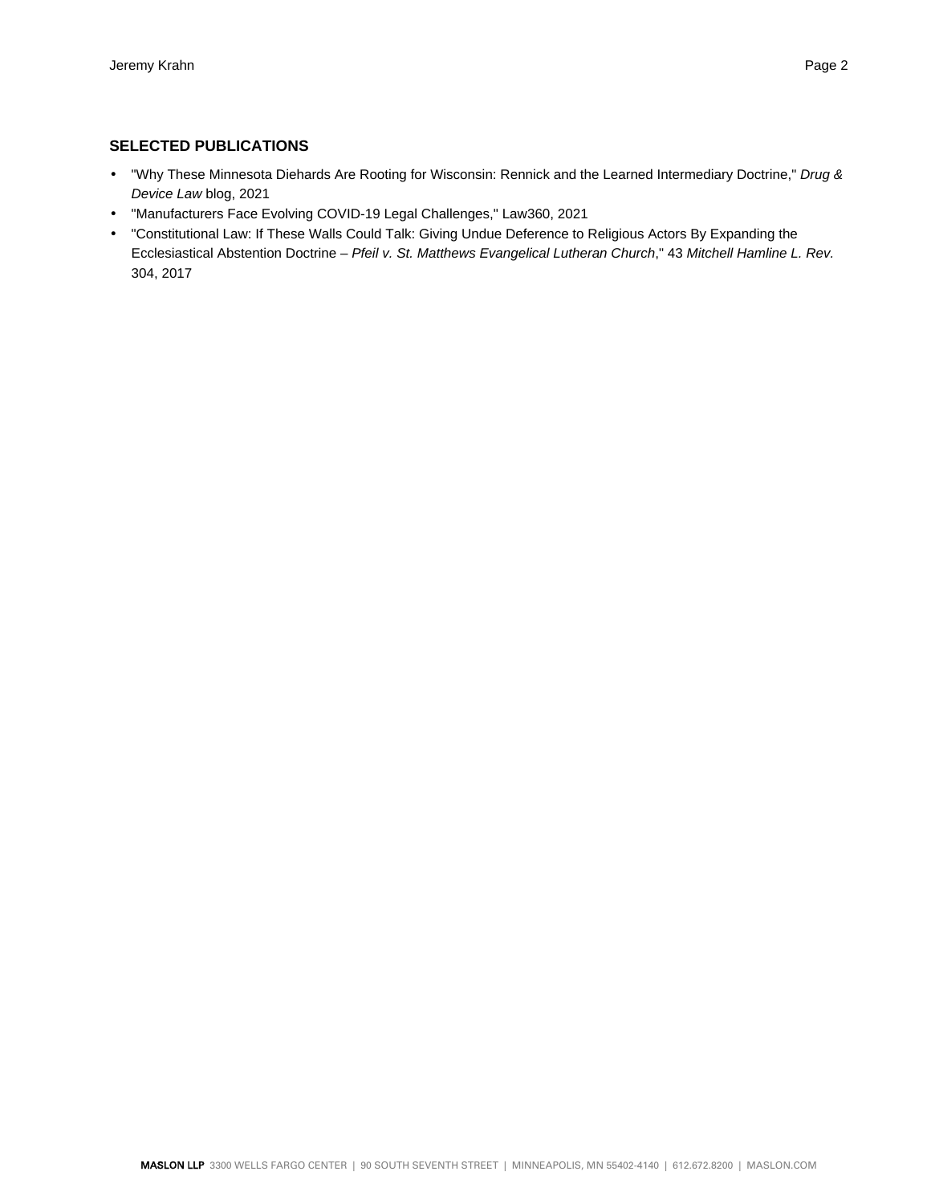## SELECTED PUBLICATIONS

- "Why These Minnesota Diehards Are Rooting for Wisconsin: Rennick and the Learned Intermediary Doctrine," *Drug & Device Law* blog, 2021
- "Manufacturers Face Evolving COVID-19 Legal Challenges," Law360, 2021
- "Constitutional Law: If These Walls Could Talk: Giving Undue Deference to Religious Actors By Expanding the Ecclesiastical Abstention Doctrine – *Pfeil v. St. Matthews Evangelical Lutheran Church*," 43 *Mitchell Hamline L. Rev.* 304, 2017